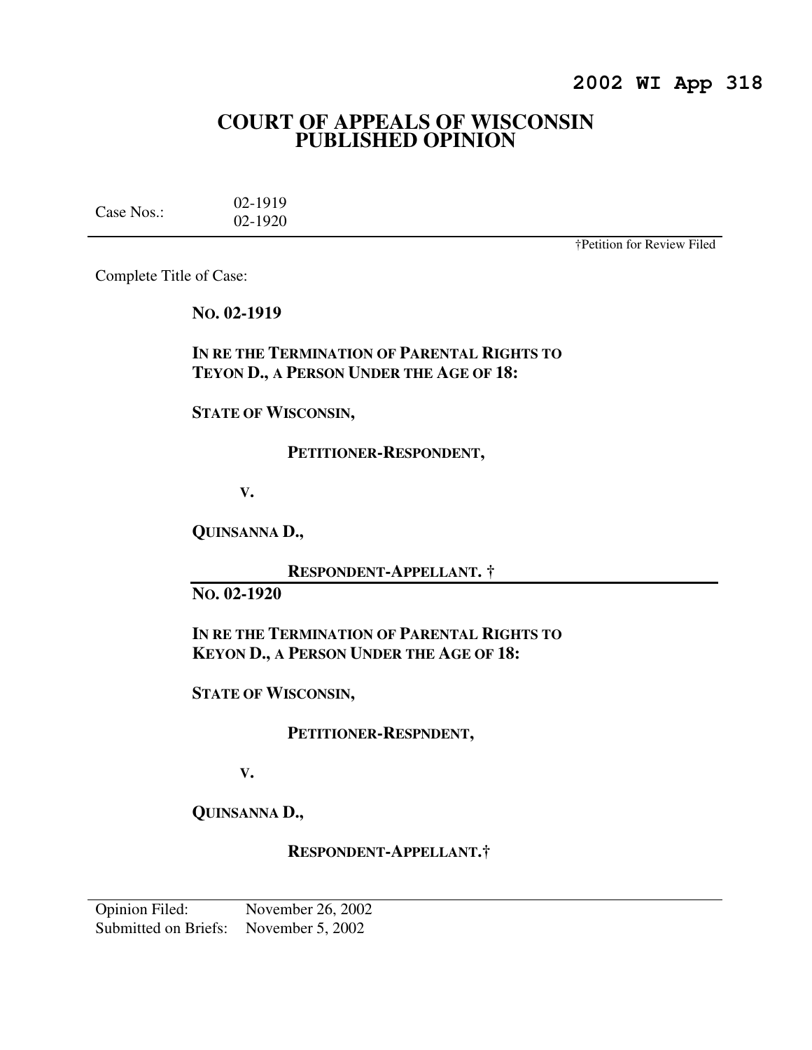# 2002 WI App 318

# COURT OF APPEALS OF WISCONSIN PUBLISHED OPINION

Case Nos.: 02-1919
02-1920

†Petition for Review Filed

Complete Title of Case:

**NO. 02-1919**

**IN RE THE TERMINATION OF PARENTAL RIGHTS TO TEYON D., A PERSON UNDER THE AGE OF 18:**

**STATE OF WISCONSIN,**

**PETITIONER-RESPONDENT,**

**V.**

**QUINSANNA D.,**

**RESPONDENT-APPELLANT. †**

---

**NO. 02-1920**

**IN RE THE TERMINATION OF PARENTAL RIGHTS TO KEYON D., A PERSON UNDER THE AGE OF 18:**

**STATE OF WISCONSIN,**

**PETITIONER-RESPNDENT,**

**V.**

**QUINSANNA D.,**

**RESPONDENT-APPELLANT.†**

---

Opinion Filed: November 26, 2002
Submitted on Briefs: November 5, 2002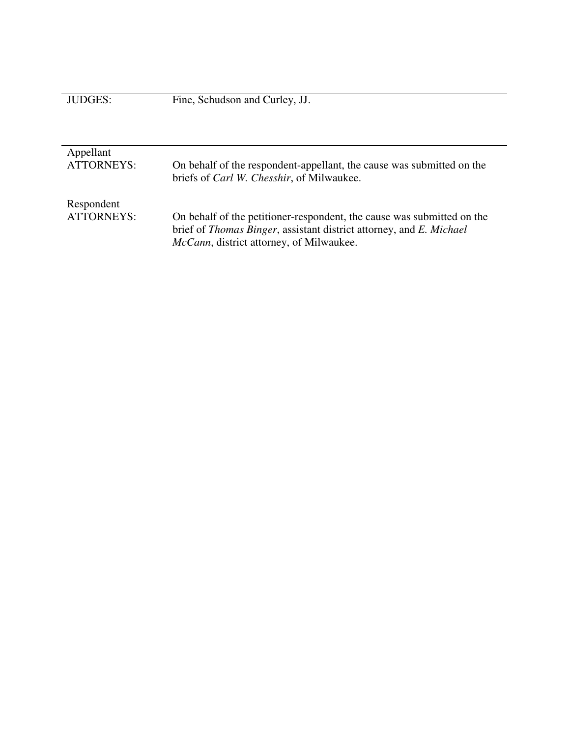| | |
|---|---|
| JUDGES: | Fine, Schudson and Curley, JJ. |

| | |
|---|---|
| Appellant ATTORNEYS: | On behalf of the respondent-appellant, the cause was submitted on the briefs of *Carl W. Chesshir*, of Milwaukee. |
| Respondent ATTORNEYS: | On behalf of the petitioner-respondent, the cause was submitted on the brief of *Thomas Binger*, assistant district attorney, and *E. Michael McCann*, district attorney, of Milwaukee. |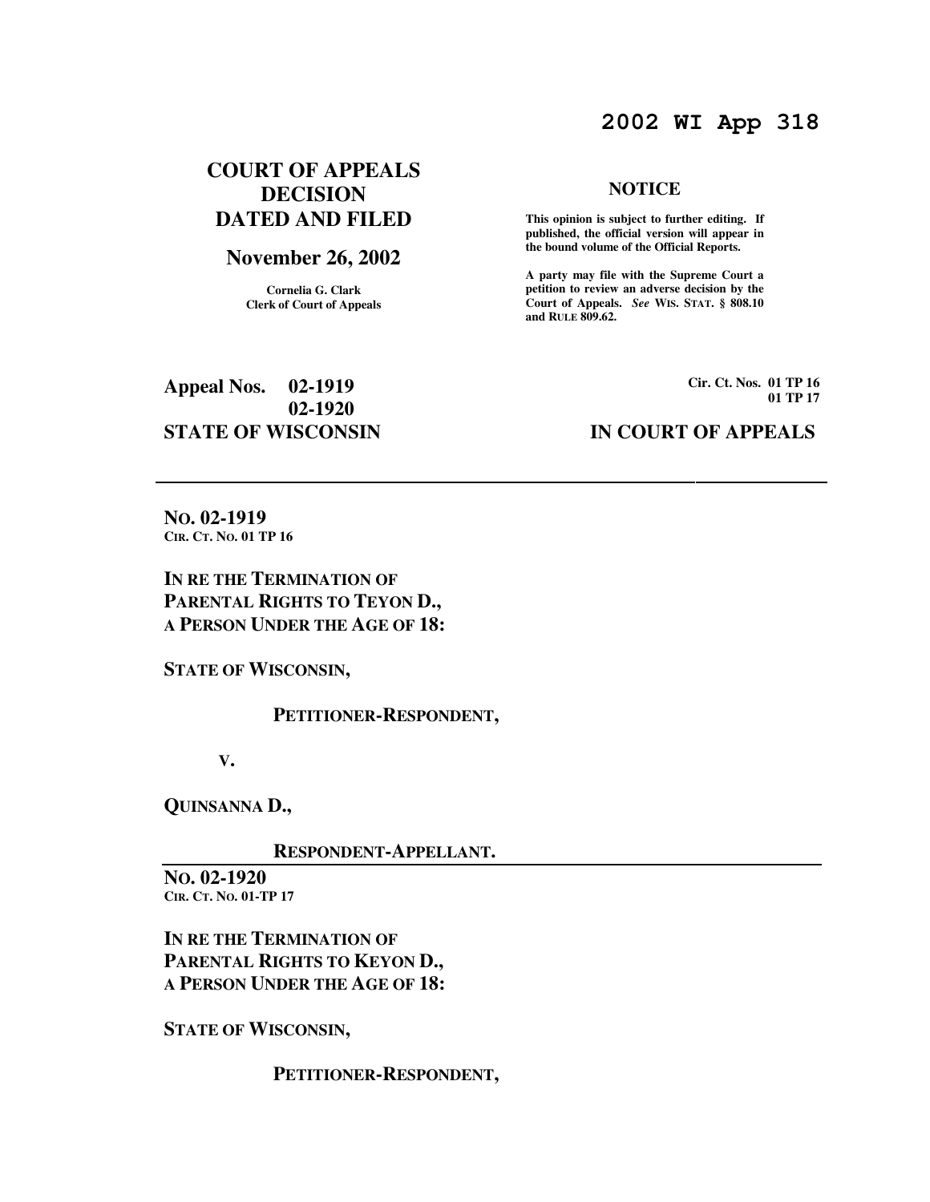# 2002 WI App 318

**COURT OF APPEALS DECISION DATED AND FILED**

**November 26, 2002**

Cornelia G. Clark
Clerk of Court of Appeals

**NOTICE**

**This opinion is subject to further editing. If published, the official version will appear in the bound volume of the Official Reports.**

**A party may file with the Supreme Court a petition to review an adverse decision by the Court of Appeals.** ***See*** **WIS. STAT. § 808.10 and RULE 809.62.**

**Appeal Nos. 02-1919**
**02-1920**

**Cir. Ct. Nos. 01 TP 16**
**01 TP 17**

**STATE OF WISCONSIN** **IN COURT OF APPEALS**

---

**NO. 02-1919**
**CIR. CT. NO. 01 TP 16**

**IN RE THE TERMINATION OF PARENTAL RIGHTS TO TEYON D., A PERSON UNDER THE AGE OF 18:**

**STATE OF WISCONSIN,**

**PETITIONER-RESPONDENT,**

**V.**

**QUINSANNA D.,**

**RESPONDENT-APPELLANT.**

---

**NO. 02-1920**
**CIR. CT. NO. 01-TP 17**

**IN RE THE TERMINATION OF PARENTAL RIGHTS TO KEYON D., A PERSON UNDER THE AGE OF 18:**

**STATE OF WISCONSIN,**

**PETITIONER-RESPONDENT,**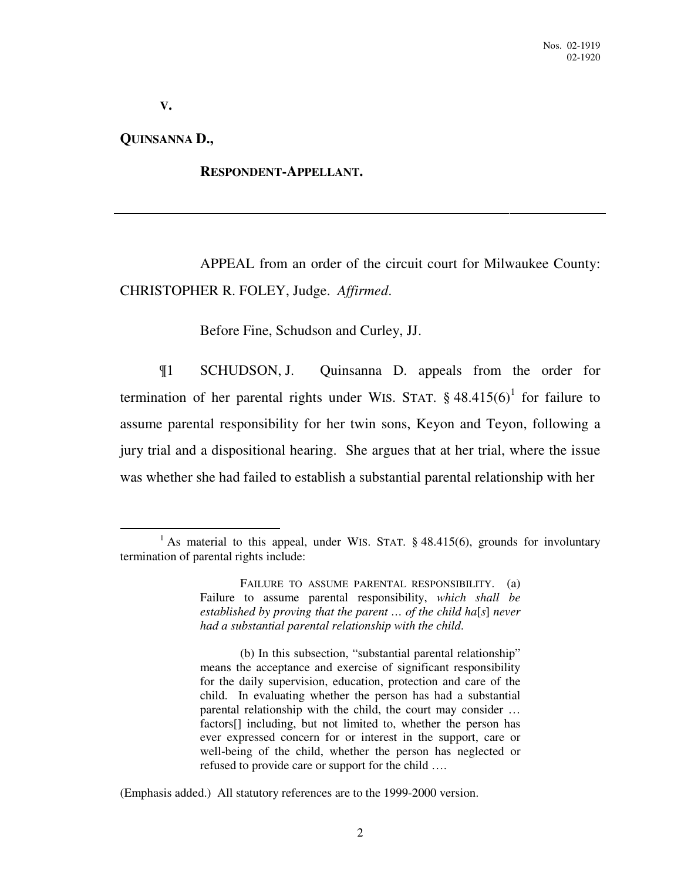**V.**

**QUINSANNA D.,**

**RESPONDENT-APPELLANT.**

---

APPEAL from an order of the circuit court for Milwaukee County: CHRISTOPHER R. FOLEY, Judge. *Affirmed*.

Before Fine, Schudson and Curley, JJ.

¶1 SCHUDSON, J. Quinsanna D. appeals from the order for termination of her parental rights under WIS. STAT. § 48.415(6)[1] for failure to assume parental responsibility for her twin sons, Keyon and Teyon, following a jury trial and a dispositional hearing. She argues that at her trial, where the issue was whether she had failed to establish a substantial parental relationship with her

---

[1] As material to this appeal, under WIS. STAT. § 48.415(6), grounds for involuntary termination of parental rights include:

> FAILURE TO ASSUME PARENTAL RESPONSIBILITY. (a) Failure to assume parental responsibility, *which shall be established by proving that the parent … of the child ha*[*s*] *never had a substantial parental relationship with the child.*
>
> (b) In this subsection, "substantial parental relationship" means the acceptance and exercise of significant responsibility for the daily supervision, education, protection and care of the child. In evaluating whether the person has had a substantial parental relationship with the child, the court may consider … factors[] including, but not limited to, whether the person has ever expressed concern for or interest in the support, care or well-being of the child, whether the person has neglected or refused to provide care or support for the child ….

(Emphasis added.) All statutory references are to the 1999-2000 version.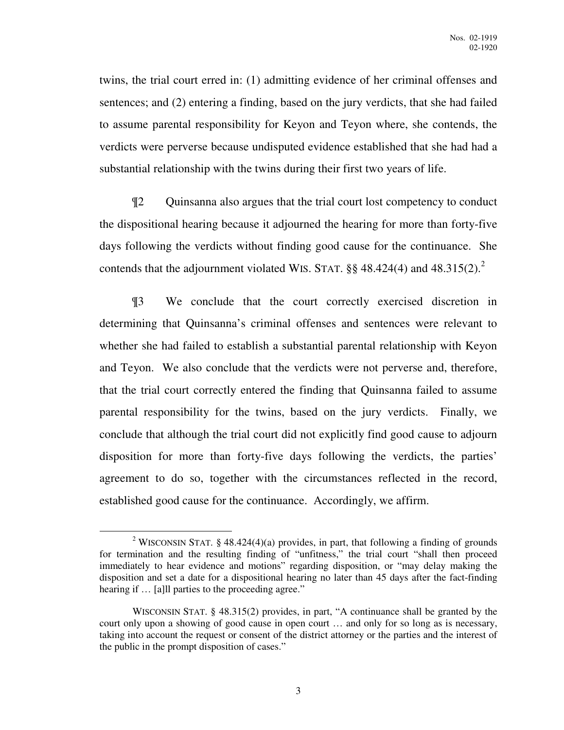twins, the trial court erred in: (1) admitting evidence of her criminal offenses and sentences; and (2) entering a finding, based on the jury verdicts, that she had failed to assume parental responsibility for Keyon and Teyon where, she contends, the verdicts were perverse because undisputed evidence established that she had had a substantial relationship with the twins during their first two years of life.

¶2 Quinsanna also argues that the trial court lost competency to conduct the dispositional hearing because it adjourned the hearing for more than forty-five days following the verdicts without finding good cause for the continuance. She contends that the adjournment violated WIS. STAT. §§ 48.424(4) and 48.315(2).[2]

¶3 We conclude that the court correctly exercised discretion in determining that Quinsanna's criminal offenses and sentences were relevant to whether she had failed to establish a substantial parental relationship with Keyon and Teyon. We also conclude that the verdicts were not perverse and, therefore, that the trial court correctly entered the finding that Quinsanna failed to assume parental responsibility for the twins, based on the jury verdicts. Finally, we conclude that although the trial court did not explicitly find good cause to adjourn disposition for more than forty-five days following the verdicts, the parties' agreement to do so, together with the circumstances reflected in the record, established good cause for the continuance. Accordingly, we affirm.

---

[2] WISCONSIN STAT. § 48.424(4)(a) provides, in part, that following a finding of grounds for termination and the resulting finding of "unfitness," the trial court "shall then proceed immediately to hear evidence and motions" regarding disposition, or "may delay making the disposition and set a date for a dispositional hearing no later than 45 days after the fact-finding hearing if … [a]ll parties to the proceeding agree."

WISCONSIN STAT. § 48.315(2) provides, in part, "A continuance shall be granted by the court only upon a showing of good cause in open court … and only for so long as is necessary, taking into account the request or consent of the district attorney or the parties and the interest of the public in the prompt disposition of cases."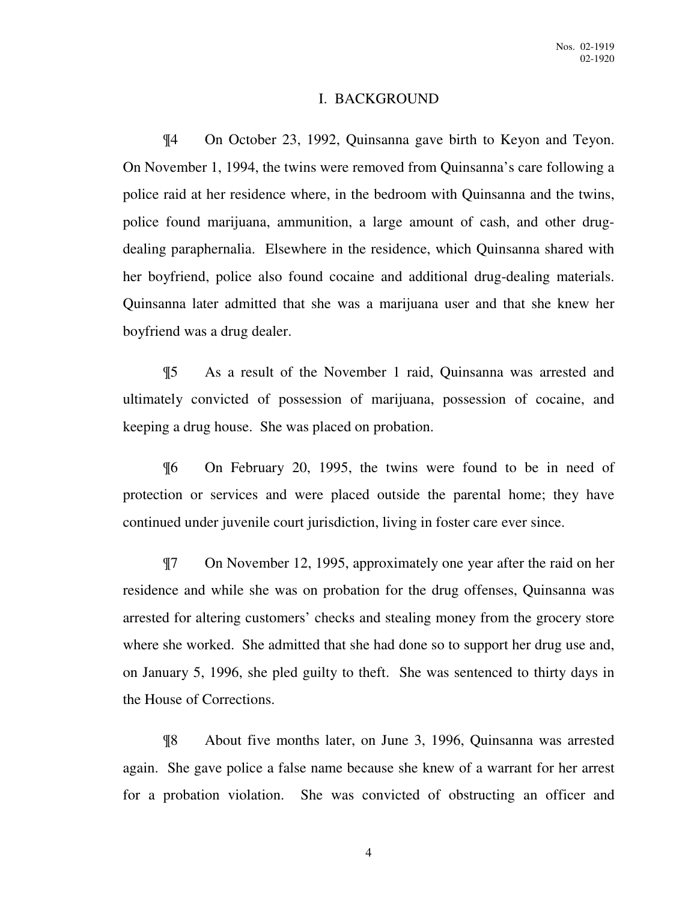## I. BACKGROUND

¶4 On October 23, 1992, Quinsanna gave birth to Keyon and Teyon. On November 1, 1994, the twins were removed from Quinsanna's care following a police raid at her residence where, in the bedroom with Quinsanna and the twins, police found marijuana, ammunition, a large amount of cash, and other drug-dealing paraphernalia. Elsewhere in the residence, which Quinsanna shared with her boyfriend, police also found cocaine and additional drug-dealing materials. Quinsanna later admitted that she was a marijuana user and that she knew her boyfriend was a drug dealer.

¶5 As a result of the November 1 raid, Quinsanna was arrested and ultimately convicted of possession of marijuana, possession of cocaine, and keeping a drug house. She was placed on probation.

¶6 On February 20, 1995, the twins were found to be in need of protection or services and were placed outside the parental home; they have continued under juvenile court jurisdiction, living in foster care ever since.

¶7 On November 12, 1995, approximately one year after the raid on her residence and while she was on probation for the drug offenses, Quinsanna was arrested for altering customers' checks and stealing money from the grocery store where she worked. She admitted that she had done so to support her drug use and, on January 5, 1996, she pled guilty to theft. She was sentenced to thirty days in the House of Corrections.

¶8 About five months later, on June 3, 1996, Quinsanna was arrested again. She gave police a false name because she knew of a warrant for her arrest for a probation violation. She was convicted of obstructing an officer and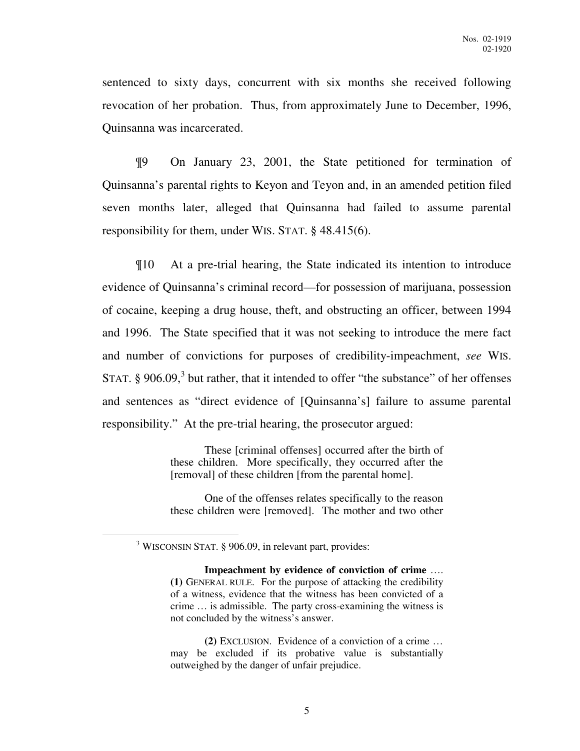sentenced to sixty days, concurrent with six months she received following revocation of her probation. Thus, from approximately June to December, 1996, Quinsanna was incarcerated.

¶9 On January 23, 2001, the State petitioned for termination of Quinsanna's parental rights to Keyon and Teyon and, in an amended petition filed seven months later, alleged that Quinsanna had failed to assume parental responsibility for them, under WIS. STAT. § 48.415(6).

¶10 At a pre-trial hearing, the State indicated its intention to introduce evidence of Quinsanna's criminal record—for possession of marijuana, possession of cocaine, keeping a drug house, theft, and obstructing an officer, between 1994 and 1996. The State specified that it was not seeking to introduce the mere fact and number of convictions for purposes of credibility-impeachment, *see* WIS. STAT. § 906.09,[3] but rather, that it intended to offer "the substance" of her offenses and sentences as "direct evidence of [Quinsanna's] failure to assume parental responsibility." At the pre-trial hearing, the prosecutor argued:

> These [criminal offenses] occurred after the birth of these children. More specifically, they occurred after the [removal] of these children [from the parental home].
>
> One of the offenses relates specifically to the reason these children were [removed]. The mother and two other

---

[3] WISCONSIN STAT. § 906.09, in relevant part, provides:

> **Impeachment by evidence of conviction of crime** …. **(1)** GENERAL RULE. For the purpose of attacking the credibility of a witness, evidence that the witness has been convicted of a crime … is admissible. The party cross-examining the witness is not concluded by the witness's answer.
>
> **(2)** EXCLUSION. Evidence of a conviction of a crime … may be excluded if its probative value is substantially outweighed by the danger of unfair prejudice.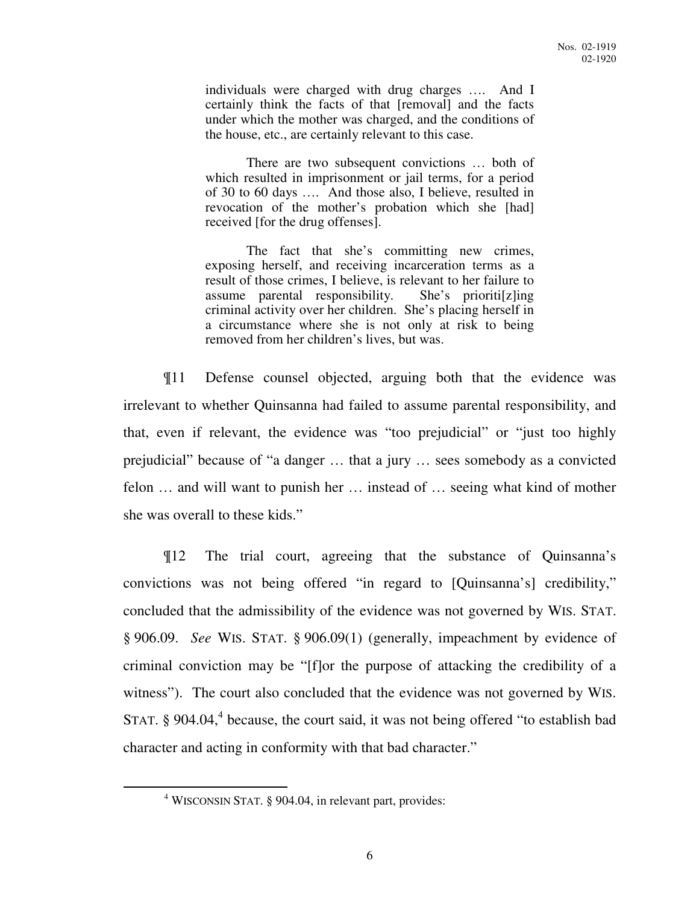> individuals were charged with drug charges …. And I certainly think the facts of that [removal] and the facts under which the mother was charged, and the conditions of the house, etc., are certainly relevant to this case.
>
> There are two subsequent convictions … both of which resulted in imprisonment or jail terms, for a period of 30 to 60 days …. And those also, I believe, resulted in revocation of the mother's probation which she [had] received [for the drug offenses].
>
> The fact that she's committing new crimes, exposing herself, and receiving incarceration terms as a result of those crimes, I believe, is relevant to her failure to assume parental responsibility. She's prioriti[z]ing criminal activity over her children. She's placing herself in a circumstance where she is not only at risk to being removed from her children's lives, but was.

¶11 Defense counsel objected, arguing both that the evidence was irrelevant to whether Quinsanna had failed to assume parental responsibility, and that, even if relevant, the evidence was "too prejudicial" or "just too highly prejudicial" because of "a danger … that a jury … sees somebody as a convicted felon … and will want to punish her … instead of … seeing what kind of mother she was overall to these kids."

¶12 The trial court, agreeing that the substance of Quinsanna's convictions was not being offered "in regard to [Quinsanna's] credibility," concluded that the admissibility of the evidence was not governed by WIS. STAT. § 906.09. *See* WIS. STAT. § 906.09(1) (generally, impeachment by evidence of criminal conviction may be "[f]or the purpose of attacking the credibility of a witness"). The court also concluded that the evidence was not governed by WIS. STAT. § 904.04,[4] because, the court said, it was not being offered "to establish bad character and acting in conformity with that bad character."

---

[4] WISCONSIN STAT. § 904.04, in relevant part, provides: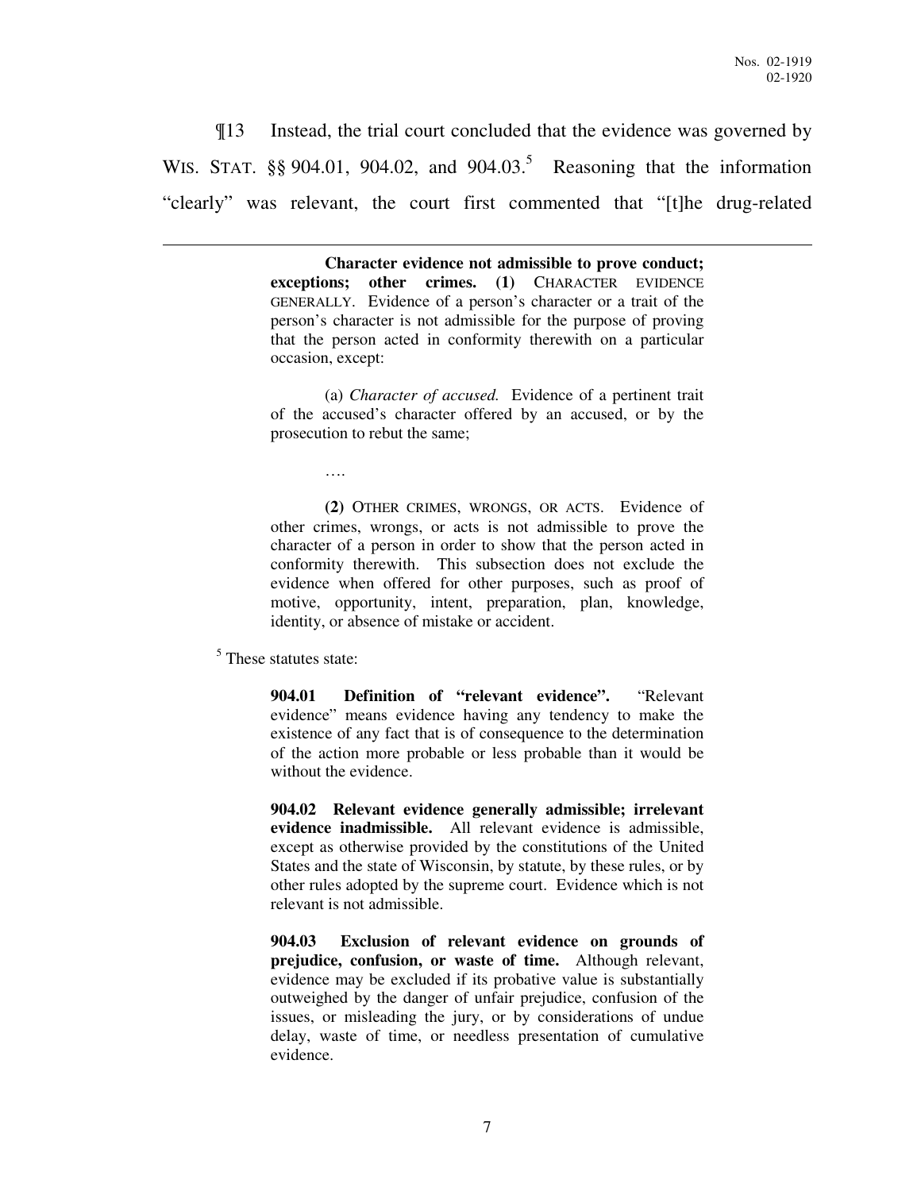¶13 Instead, the trial court concluded that the evidence was governed by WIS. STAT. §§ 904.01, 904.02, and 904.03.[5] Reasoning that the information "clearly" was relevant, the court first commented that "[t]he drug-related

---

> **Character evidence not admissible to prove conduct; exceptions; other crimes. (1)** CHARACTER EVIDENCE GENERALLY. Evidence of a person's character or a trait of the person's character is not admissible for the purpose of proving that the person acted in conformity therewith on a particular occasion, except:
>
> (a) *Character of accused.* Evidence of a pertinent trait of the accused's character offered by an accused, or by the prosecution to rebut the same;
>
> ….
>
> **(2)** OTHER CRIMES, WRONGS, OR ACTS. Evidence of other crimes, wrongs, or acts is not admissible to prove the character of a person in order to show that the person acted in conformity therewith. This subsection does not exclude the evidence when offered for other purposes, such as proof of motive, opportunity, intent, preparation, plan, knowledge, identity, or absence of mistake or accident.

[5] These statutes state:

> **904.01 Definition of "relevant evidence".** "Relevant evidence" means evidence having any tendency to make the existence of any fact that is of consequence to the determination of the action more probable or less probable than it would be without the evidence.
>
> **904.02 Relevant evidence generally admissible; irrelevant evidence inadmissible.** All relevant evidence is admissible, except as otherwise provided by the constitutions of the United States and the state of Wisconsin, by statute, by these rules, or by other rules adopted by the supreme court. Evidence which is not relevant is not admissible.
>
> **904.03 Exclusion of relevant evidence on grounds of prejudice, confusion, or waste of time.** Although relevant, evidence may be excluded if its probative value is substantially outweighed by the danger of unfair prejudice, confusion of the issues, or misleading the jury, or by considerations of undue delay, waste of time, or needless presentation of cumulative evidence.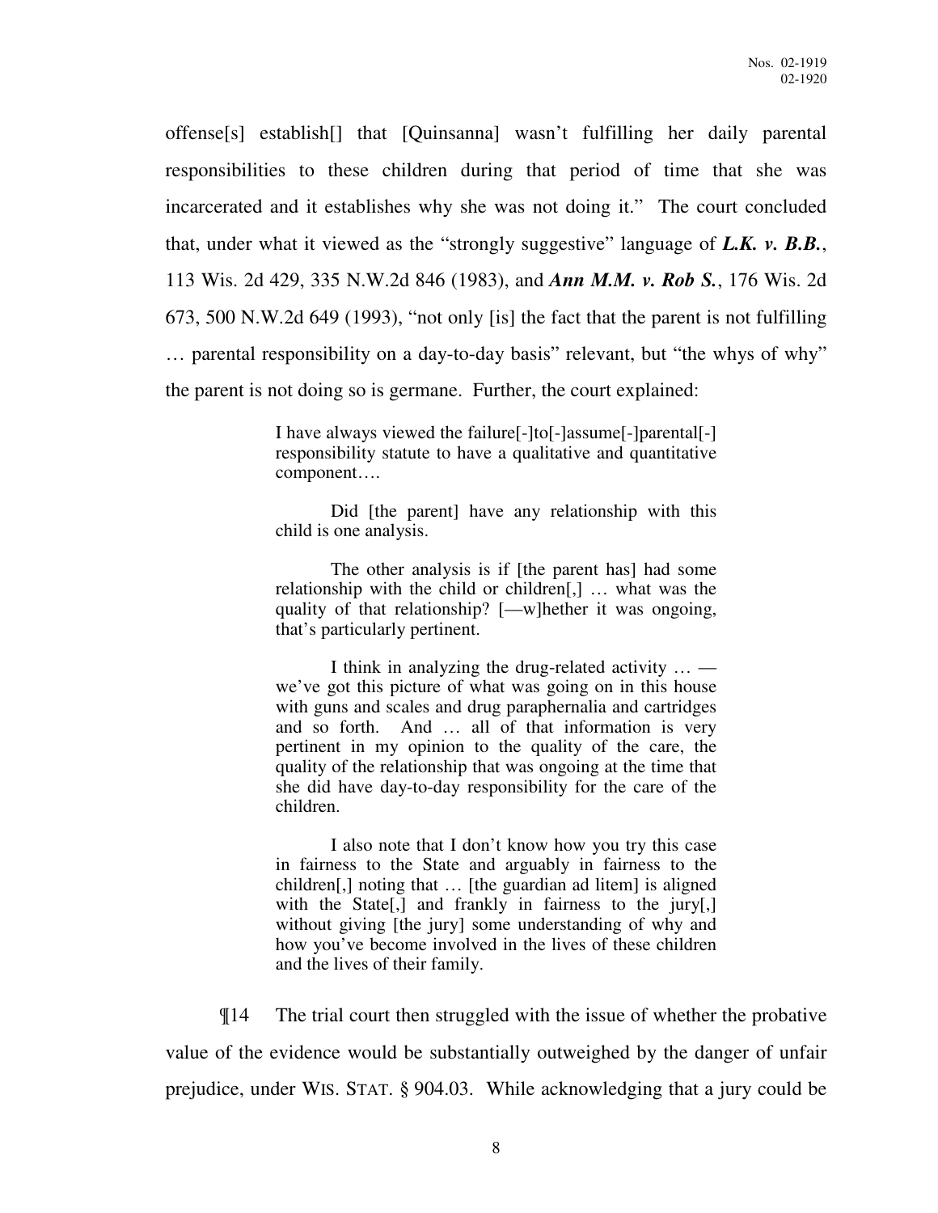offense[s] establish[] that [Quinsanna] wasn't fulfilling her daily parental responsibilities to these children during that period of time that she was incarcerated and it establishes why she was not doing it." The court concluded that, under what it viewed as the "strongly suggestive" language of ***L.K. v. B.B.***, 113 Wis. 2d 429, 335 N.W.2d 846 (1983), and ***Ann M.M. v. Rob S.***, 176 Wis. 2d 673, 500 N.W.2d 649 (1993), "not only [is] the fact that the parent is not fulfilling … parental responsibility on a day-to-day basis" relevant, but "the whys of why" the parent is not doing so is germane. Further, the court explained:

> I have always viewed the failure[-]to[-]assume[-]parental[-] responsibility statute to have a qualitative and quantitative component….
>
> Did [the parent] have any relationship with this child is one analysis.
>
> The other analysis is if [the parent has] had some relationship with the child or children[,] … what was the quality of that relationship? [—w]hether it was ongoing, that's particularly pertinent.
>
> I think in analyzing the drug-related activity … — we've got this picture of what was going on in this house with guns and scales and drug paraphernalia and cartridges and so forth. And … all of that information is very pertinent in my opinion to the quality of the care, the quality of the relationship that was ongoing at the time that she did have day-to-day responsibility for the care of the children.
>
> I also note that I don't know how you try this case in fairness to the State and arguably in fairness to the children[,] noting that … [the guardian ad litem] is aligned with the State[,] and frankly in fairness to the jury[,] without giving [the jury] some understanding of why and how you've become involved in the lives of these children and the lives of their family.

¶14 The trial court then struggled with the issue of whether the probative value of the evidence would be substantially outweighed by the danger of unfair prejudice, under WIS. STAT. § 904.03. While acknowledging that a jury could be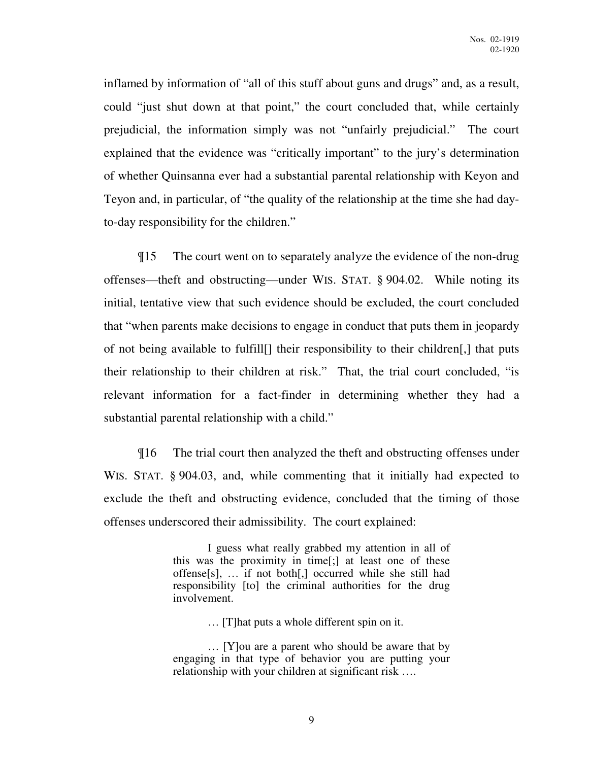inflamed by information of "all of this stuff about guns and drugs" and, as a result, could "just shut down at that point," the court concluded that, while certainly prejudicial, the information simply was not "unfairly prejudicial." The court explained that the evidence was "critically important" to the jury's determination of whether Quinsanna ever had a substantial parental relationship with Keyon and Teyon and, in particular, of "the quality of the relationship at the time she had day-to-day responsibility for the children."

¶15 The court went on to separately analyze the evidence of the non-drug offenses—theft and obstructing—under WIS. STAT. § 904.02. While noting its initial, tentative view that such evidence should be excluded, the court concluded that "when parents make decisions to engage in conduct that puts them in jeopardy of not being available to fulfill[] their responsibility to their children[,] that puts their relationship to their children at risk." That, the trial court concluded, "is relevant information for a fact-finder in determining whether they had a substantial parental relationship with a child."

¶16 The trial court then analyzed the theft and obstructing offenses under WIS. STAT. § 904.03, and, while commenting that it initially had expected to exclude the theft and obstructing evidence, concluded that the timing of those offenses underscored their admissibility. The court explained:

> I guess what really grabbed my attention in all of this was the proximity in time[;] at least one of these offense[s], … if not both[,] occurred while she still had responsibility [to] the criminal authorities for the drug involvement.
>
> … [T]hat puts a whole different spin on it.
>
> … [Y]ou are a parent who should be aware that by engaging in that type of behavior you are putting your relationship with your children at significant risk ….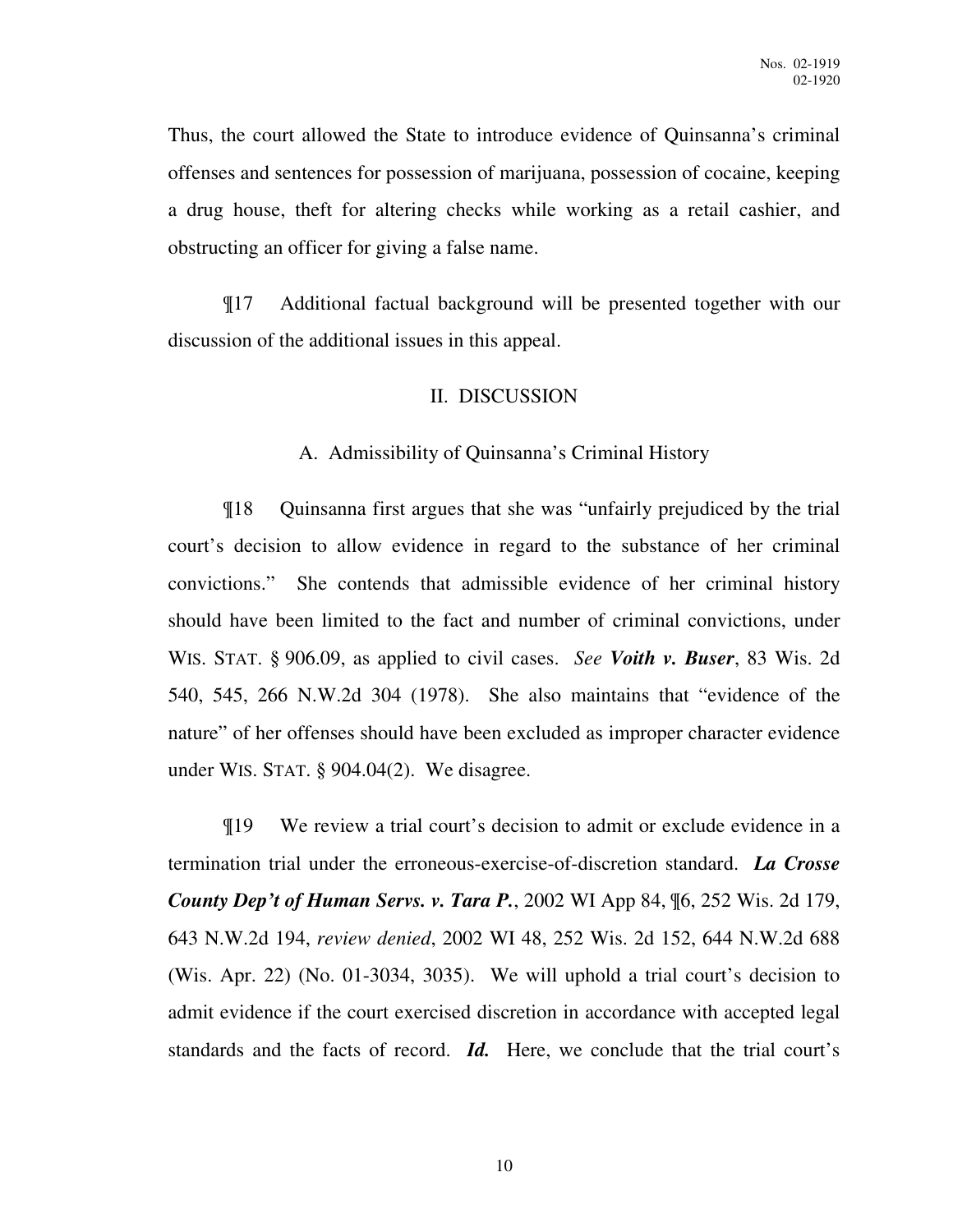Thus, the court allowed the State to introduce evidence of Quinsanna's criminal offenses and sentences for possession of marijuana, possession of cocaine, keeping a drug house, theft for altering checks while working as a retail cashier, and obstructing an officer for giving a false name.

¶17 Additional factual background will be presented together with our discussion of the additional issues in this appeal.

## II. DISCUSSION

### A. Admissibility of Quinsanna's Criminal History

¶18 Quinsanna first argues that she was "unfairly prejudiced by the trial court's decision to allow evidence in regard to the substance of her criminal convictions." She contends that admissible evidence of her criminal history should have been limited to the fact and number of criminal convictions, under WIS. STAT. § 906.09, as applied to civil cases. *See* ***Voith v. Buser***, 83 Wis. 2d 540, 545, 266 N.W.2d 304 (1978). She also maintains that "evidence of the nature" of her offenses should have been excluded as improper character evidence under WIS. STAT. § 904.04(2). We disagree.

¶19 We review a trial court's decision to admit or exclude evidence in a termination trial under the erroneous-exercise-of-discretion standard. ***La Crosse County Dep't of Human Servs. v. Tara P.***, 2002 WI App 84, ¶6, 252 Wis. 2d 179, 643 N.W.2d 194, *review denied*, 2002 WI 48, 252 Wis. 2d 152, 644 N.W.2d 688 (Wis. Apr. 22) (No. 01-3034, 3035). We will uphold a trial court's decision to admit evidence if the court exercised discretion in accordance with accepted legal standards and the facts of record. ***Id.*** Here, we conclude that the trial court's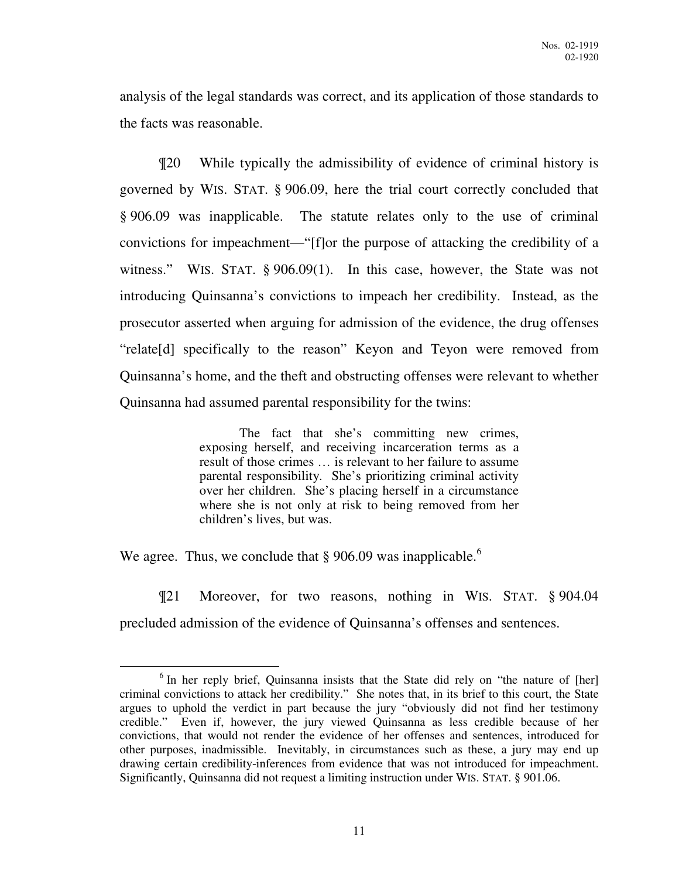analysis of the legal standards was correct, and its application of those standards to the facts was reasonable.

¶20 While typically the admissibility of evidence of criminal history is governed by WIS. STAT. § 906.09, here the trial court correctly concluded that § 906.09 was inapplicable. The statute relates only to the use of criminal convictions for impeachment—"[f]or the purpose of attacking the credibility of a witness." WIS. STAT. § 906.09(1). In this case, however, the State was not introducing Quinsanna's convictions to impeach her credibility. Instead, as the prosecutor asserted when arguing for admission of the evidence, the drug offenses "relate[d] specifically to the reason" Keyon and Teyon were removed from Quinsanna's home, and the theft and obstructing offenses were relevant to whether Quinsanna had assumed parental responsibility for the twins:

> The fact that she's committing new crimes, exposing herself, and receiving incarceration terms as a result of those crimes … is relevant to her failure to assume parental responsibility. She's prioritizing criminal activity over her children. She's placing herself in a circumstance where she is not only at risk to being removed from her children's lives, but was.

We agree. Thus, we conclude that § 906.09 was inapplicable.[6]

¶21 Moreover, for two reasons, nothing in WIS. STAT. § 904.04 precluded admission of the evidence of Quinsanna's offenses and sentences.

---

[6] In her reply brief, Quinsanna insists that the State did rely on "the nature of [her] criminal convictions to attack her credibility." She notes that, in its brief to this court, the State argues to uphold the verdict in part because the jury "obviously did not find her testimony credible." Even if, however, the jury viewed Quinsanna as less credible because of her convictions, that would not render the evidence of her offenses and sentences, introduced for other purposes, inadmissible. Inevitably, in circumstances such as these, a jury may end up drawing certain credibility-inferences from evidence that was not introduced for impeachment. Significantly, Quinsanna did not request a limiting instruction under WIS. STAT. § 901.06.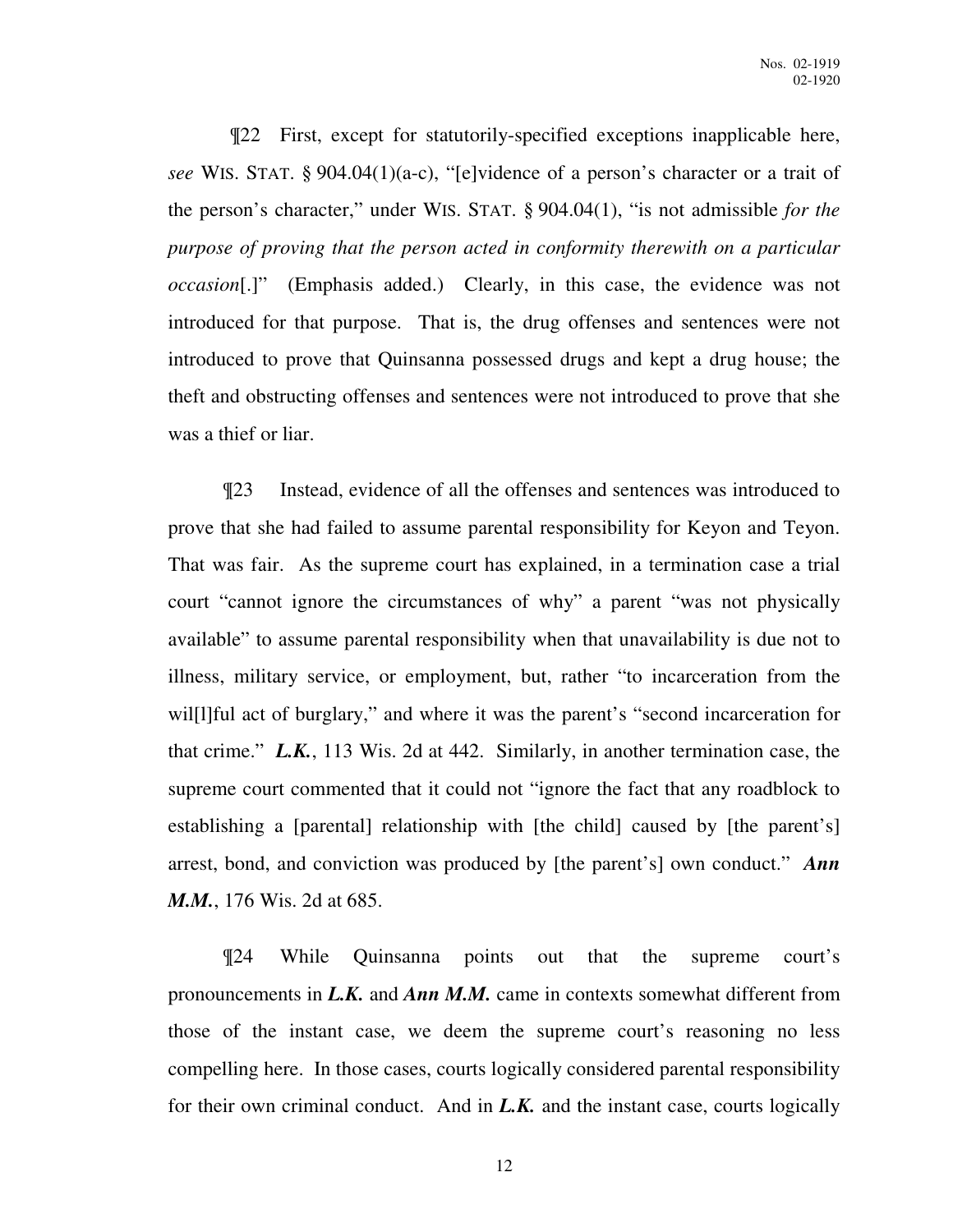¶22 First, except for statutorily-specified exceptions inapplicable here, *see* WIS. STAT. § 904.04(1)(a-c), "[e]vidence of a person's character or a trait of the person's character," under WIS. STAT. § 904.04(1), "is not admissible *for the purpose of proving that the person acted in conformity therewith on a particular occasion*[.]" (Emphasis added.) Clearly, in this case, the evidence was not introduced for that purpose. That is, the drug offenses and sentences were not introduced to prove that Quinsanna possessed drugs and kept a drug house; the theft and obstructing offenses and sentences were not introduced to prove that she was a thief or liar.

¶23 Instead, evidence of all the offenses and sentences was introduced to prove that she had failed to assume parental responsibility for Keyon and Teyon. That was fair. As the supreme court has explained, in a termination case a trial court "cannot ignore the circumstances of why" a parent "was not physically available" to assume parental responsibility when that unavailability is due not to illness, military service, or employment, but, rather "to incarceration from the wil[l]ful act of burglary," and where it was the parent's "second incarceration for that crime." ***L.K.***, 113 Wis. 2d at 442. Similarly, in another termination case, the supreme court commented that it could not "ignore the fact that any roadblock to establishing a [parental] relationship with [the child] caused by [the parent's] arrest, bond, and conviction was produced by [the parent's] own conduct." ***Ann M.M.***, 176 Wis. 2d at 685.

¶24 While Quinsanna points out that the supreme court's pronouncements in ***L.K.*** and ***Ann M.M.*** came in contexts somewhat different from those of the instant case, we deem the supreme court's reasoning no less compelling here. In those cases, courts logically considered parental responsibility for their own criminal conduct. And in ***L.K.*** and the instant case, courts logically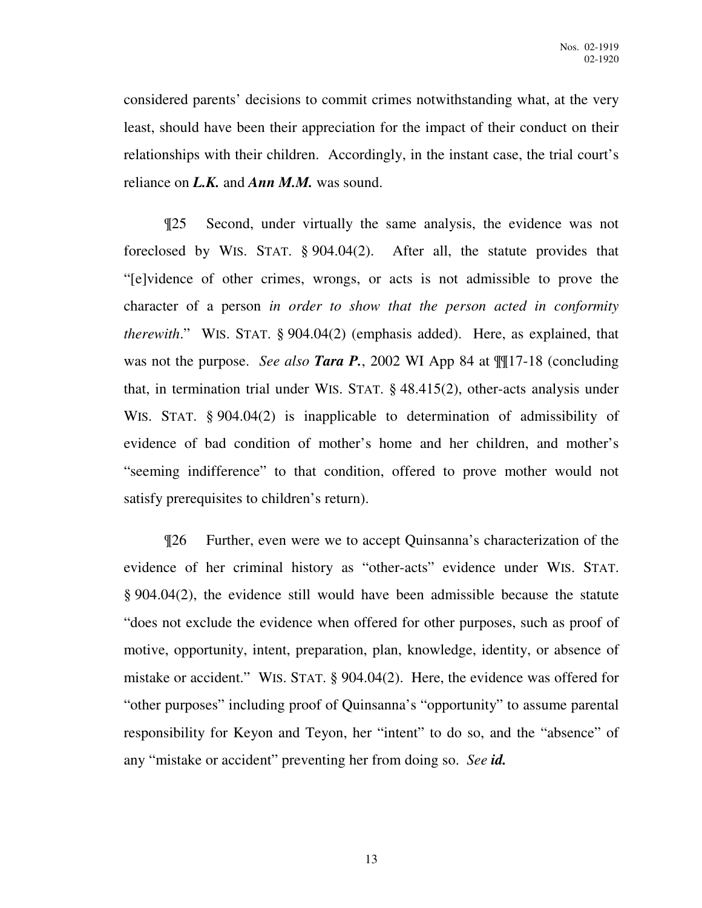considered parents' decisions to commit crimes notwithstanding what, at the very least, should have been their appreciation for the impact of their conduct on their relationships with their children. Accordingly, in the instant case, the trial court's reliance on ***L.K.*** and ***Ann M.M.*** was sound.

¶25 Second, under virtually the same analysis, the evidence was not foreclosed by WIS. STAT. § 904.04(2). After all, the statute provides that "[e]vidence of other crimes, wrongs, or acts is not admissible to prove the character of a person *in order to show that the person acted in conformity therewith*." WIS. STAT. § 904.04(2) (emphasis added). Here, as explained, that was not the purpose. *See also* ***Tara P.***, 2002 WI App 84 at ¶¶17-18 (concluding that, in termination trial under WIS. STAT. § 48.415(2), other-acts analysis under WIS. STAT. § 904.04(2) is inapplicable to determination of admissibility of evidence of bad condition of mother's home and her children, and mother's "seeming indifference" to that condition, offered to prove mother would not satisfy prerequisites to children's return).

¶26 Further, even were we to accept Quinsanna's characterization of the evidence of her criminal history as "other-acts" evidence under WIS. STAT. § 904.04(2), the evidence still would have been admissible because the statute "does not exclude the evidence when offered for other purposes, such as proof of motive, opportunity, intent, preparation, plan, knowledge, identity, or absence of mistake or accident." WIS. STAT. § 904.04(2). Here, the evidence was offered for "other purposes" including proof of Quinsanna's "opportunity" to assume parental responsibility for Keyon and Teyon, her "intent" to do so, and the "absence" of any "mistake or accident" preventing her from doing so. *See* ***id.***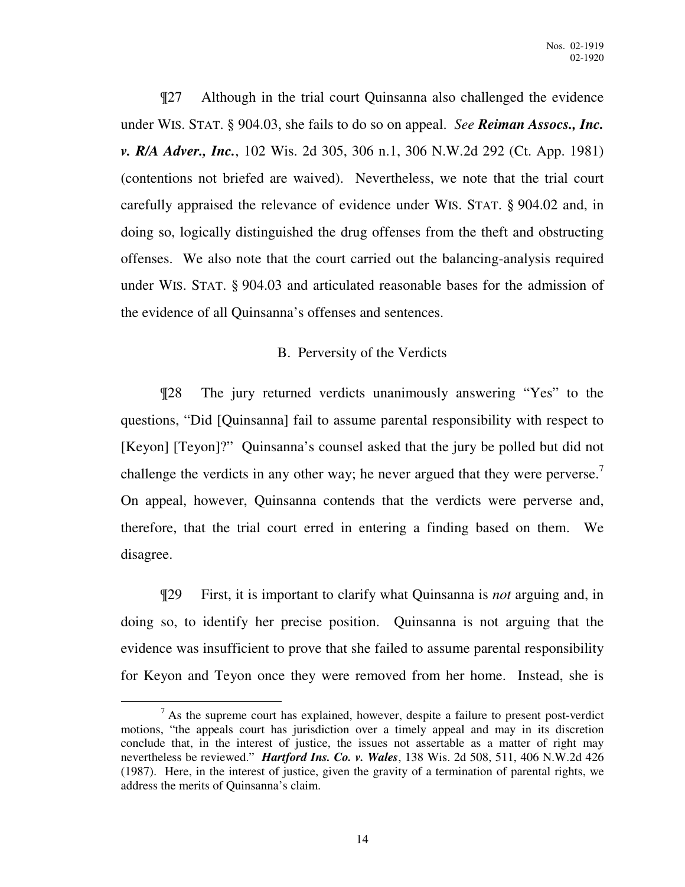¶27 Although in the trial court Quinsanna also challenged the evidence under WIS. STAT. § 904.03, she fails to do so on appeal. *See* ***Reiman Assocs., Inc. v. R/A Adver., Inc.***, 102 Wis. 2d 305, 306 n.1, 306 N.W.2d 292 (Ct. App. 1981) (contentions not briefed are waived). Nevertheless, we note that the trial court carefully appraised the relevance of evidence under WIS. STAT. § 904.02 and, in doing so, logically distinguished the drug offenses from the theft and obstructing offenses. We also note that the court carried out the balancing-analysis required under WIS. STAT. § 904.03 and articulated reasonable bases for the admission of the evidence of all Quinsanna's offenses and sentences.

### B. Perversity of the Verdicts

¶28 The jury returned verdicts unanimously answering "Yes" to the questions, "Did [Quinsanna] fail to assume parental responsibility with respect to [Keyon] [Teyon]?" Quinsanna's counsel asked that the jury be polled but did not challenge the verdicts in any other way; he never argued that they were perverse.[7] On appeal, however, Quinsanna contends that the verdicts were perverse and, therefore, that the trial court erred in entering a finding based on them. We disagree.

¶29 First, it is important to clarify what Quinsanna is *not* arguing and, in doing so, to identify her precise position. Quinsanna is not arguing that the evidence was insufficient to prove that she failed to assume parental responsibility for Keyon and Teyon once they were removed from her home. Instead, she is

---

[7] As the supreme court has explained, however, despite a failure to present post-verdict motions, "the appeals court has jurisdiction over a timely appeal and may in its discretion conclude that, in the interest of justice, the issues not assertable as a matter of right may nevertheless be reviewed." ***Hartford Ins. Co. v. Wales***, 138 Wis. 2d 508, 511, 406 N.W.2d 426 (1987). Here, in the interest of justice, given the gravity of a termination of parental rights, we address the merits of Quinsanna's claim.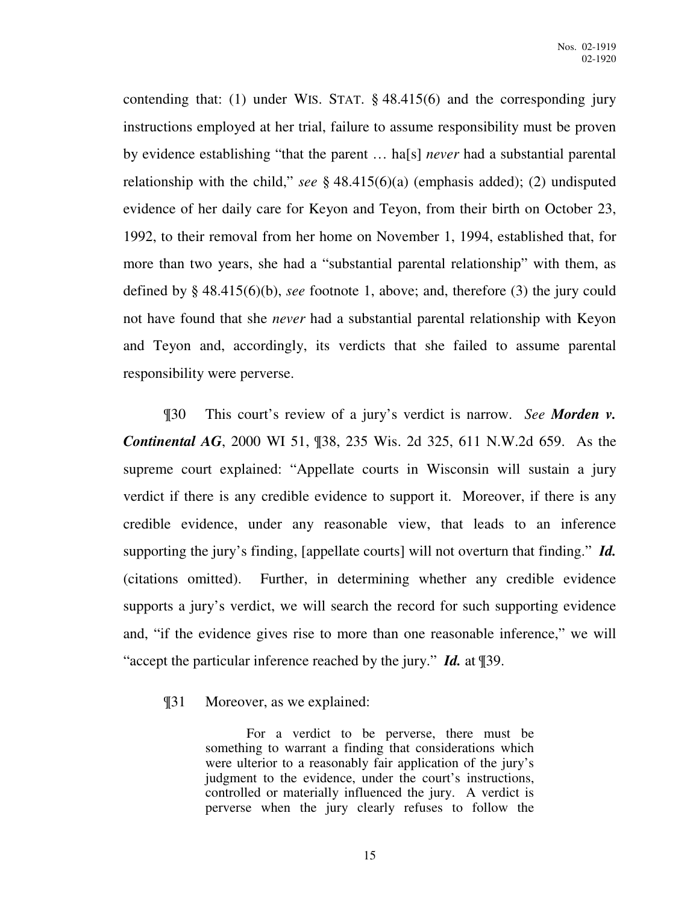contending that: (1) under WIS. STAT. § 48.415(6) and the corresponding jury instructions employed at her trial, failure to assume responsibility must be proven by evidence establishing "that the parent … ha[s] *never* had a substantial parental relationship with the child," *see* § 48.415(6)(a) (emphasis added); (2) undisputed evidence of her daily care for Keyon and Teyon, from their birth on October 23, 1992, to their removal from her home on November 1, 1994, established that, for more than two years, she had a "substantial parental relationship" with them, as defined by § 48.415(6)(b), *see* footnote 1, above; and, therefore (3) the jury could not have found that she *never* had a substantial parental relationship with Keyon and Teyon and, accordingly, its verdicts that she failed to assume parental responsibility were perverse.

¶30 This court's review of a jury's verdict is narrow. *See* ***Morden v. Continental AG***, 2000 WI 51, ¶38, 235 Wis. 2d 325, 611 N.W.2d 659. As the supreme court explained: "Appellate courts in Wisconsin will sustain a jury verdict if there is any credible evidence to support it. Moreover, if there is any credible evidence, under any reasonable view, that leads to an inference supporting the jury's finding, [appellate courts] will not overturn that finding." ***Id.*** (citations omitted). Further, in determining whether any credible evidence supports a jury's verdict, we will search the record for such supporting evidence and, "if the evidence gives rise to more than one reasonable inference," we will "accept the particular inference reached by the jury." ***Id.*** at ¶39.

¶31 Moreover, as we explained:

> For a verdict to be perverse, there must be something to warrant a finding that considerations which were ulterior to a reasonably fair application of the jury's judgment to the evidence, under the court's instructions, controlled or materially influenced the jury. A verdict is perverse when the jury clearly refuses to follow the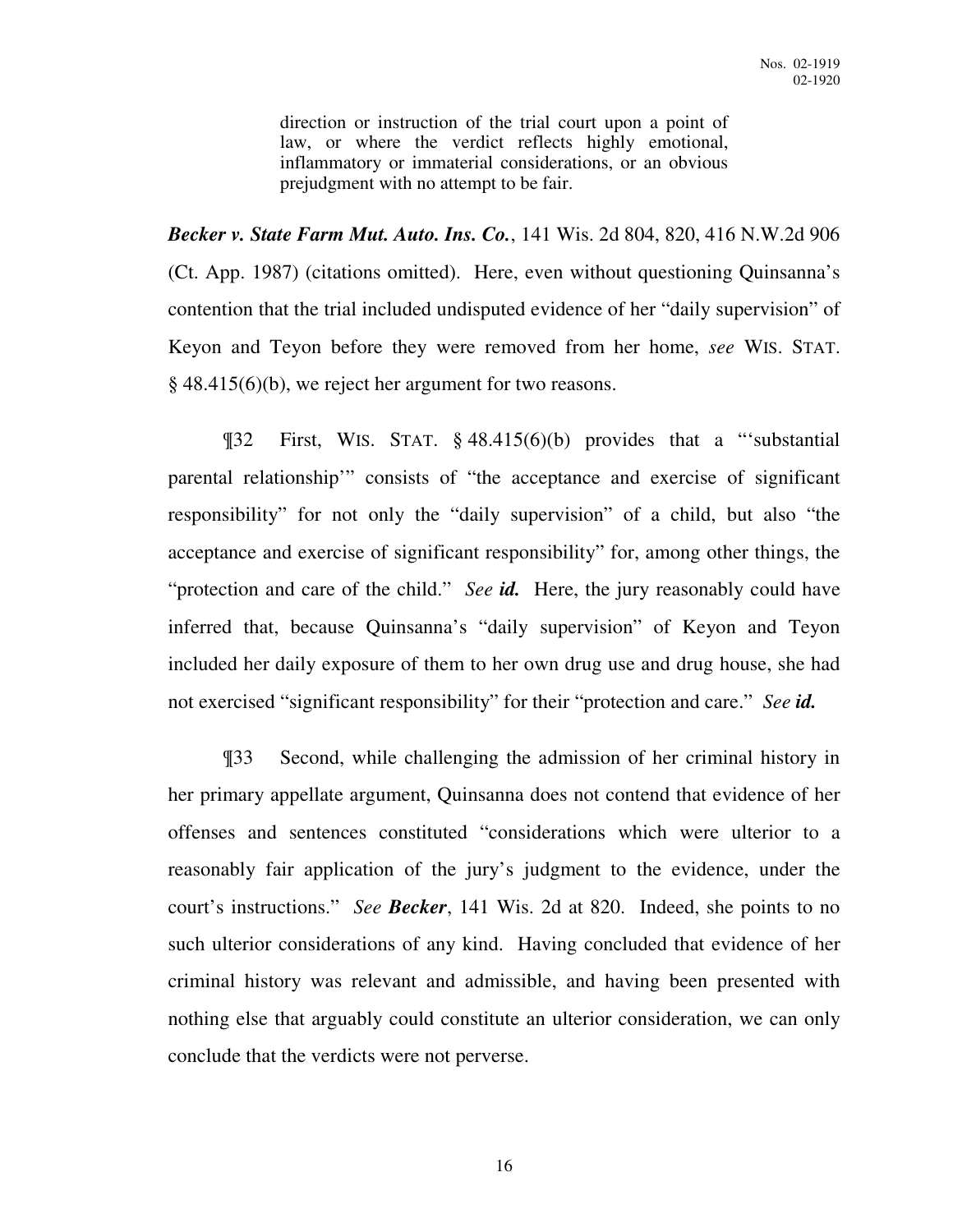> direction or instruction of the trial court upon a point of law, or where the verdict reflects highly emotional, inflammatory or immaterial considerations, or an obvious prejudgment with no attempt to be fair.

***Becker v. State Farm Mut. Auto. Ins. Co.***, 141 Wis. 2d 804, 820, 416 N.W.2d 906 (Ct. App. 1987) (citations omitted). Here, even without questioning Quinsanna's contention that the trial included undisputed evidence of her "daily supervision" of Keyon and Teyon before they were removed from her home, *see* WIS. STAT. § 48.415(6)(b), we reject her argument for two reasons.

¶32 First, WIS. STAT. § 48.415(6)(b) provides that a "'substantial parental relationship'" consists of "the acceptance and exercise of significant responsibility" for not only the "daily supervision" of a child, but also "the acceptance and exercise of significant responsibility" for, among other things, the "protection and care of the child." *See* ***id.*** Here, the jury reasonably could have inferred that, because Quinsanna's "daily supervision" of Keyon and Teyon included her daily exposure of them to her own drug use and drug house, she had not exercised "significant responsibility" for their "protection and care." *See* ***id.***

¶33 Second, while challenging the admission of her criminal history in her primary appellate argument, Quinsanna does not contend that evidence of her offenses and sentences constituted "considerations which were ulterior to a reasonably fair application of the jury's judgment to the evidence, under the court's instructions." *See* ***Becker***, 141 Wis. 2d at 820. Indeed, she points to no such ulterior considerations of any kind. Having concluded that evidence of her criminal history was relevant and admissible, and having been presented with nothing else that arguably could constitute an ulterior consideration, we can only conclude that the verdicts were not perverse.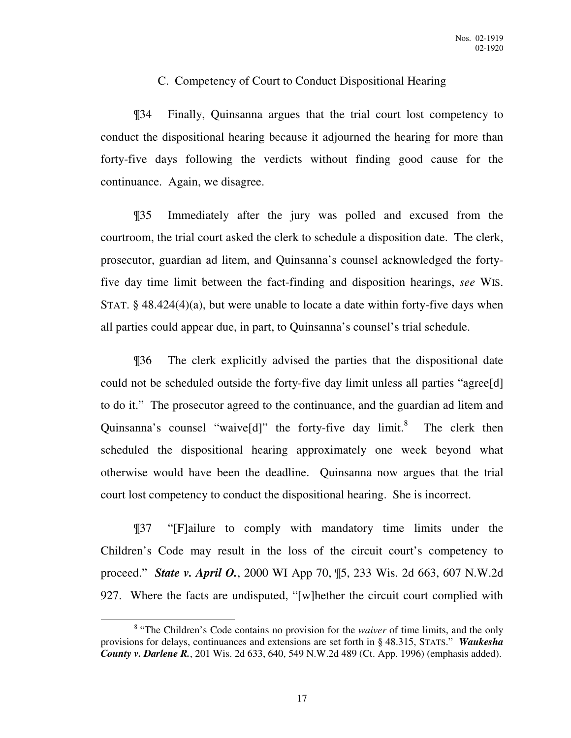### C. Competency of Court to Conduct Dispositional Hearing

¶34 Finally, Quinsanna argues that the trial court lost competency to conduct the dispositional hearing because it adjourned the hearing for more than forty-five days following the verdicts without finding good cause for the continuance. Again, we disagree.

¶35 Immediately after the jury was polled and excused from the courtroom, the trial court asked the clerk to schedule a disposition date. The clerk, prosecutor, guardian ad litem, and Quinsanna's counsel acknowledged the forty-five day time limit between the fact-finding and disposition hearings, *see* WIS. STAT. § 48.424(4)(a), but were unable to locate a date within forty-five days when all parties could appear due, in part, to Quinsanna's counsel's trial schedule.

¶36 The clerk explicitly advised the parties that the dispositional date could not be scheduled outside the forty-five day limit unless all parties "agree[d] to do it." The prosecutor agreed to the continuance, and the guardian ad litem and Quinsanna's counsel "waive[d]" the forty-five day limit.[8] The clerk then scheduled the dispositional hearing approximately one week beyond what otherwise would have been the deadline. Quinsanna now argues that the trial court lost competency to conduct the dispositional hearing. She is incorrect.

¶37 "[F]ailure to comply with mandatory time limits under the Children's Code may result in the loss of the circuit court's competency to proceed." ***State v. April O.***, 2000 WI App 70, ¶5, 233 Wis. 2d 663, 607 N.W.2d 927. Where the facts are undisputed, "[w]hether the circuit court complied with

---

[8] "The Children's Code contains no provision for the *waiver* of time limits, and the only provisions for delays, continuances and extensions are set forth in § 48.315, STATS." ***Waukesha County v. Darlene R.***, 201 Wis. 2d 633, 640, 549 N.W.2d 489 (Ct. App. 1996) (emphasis added).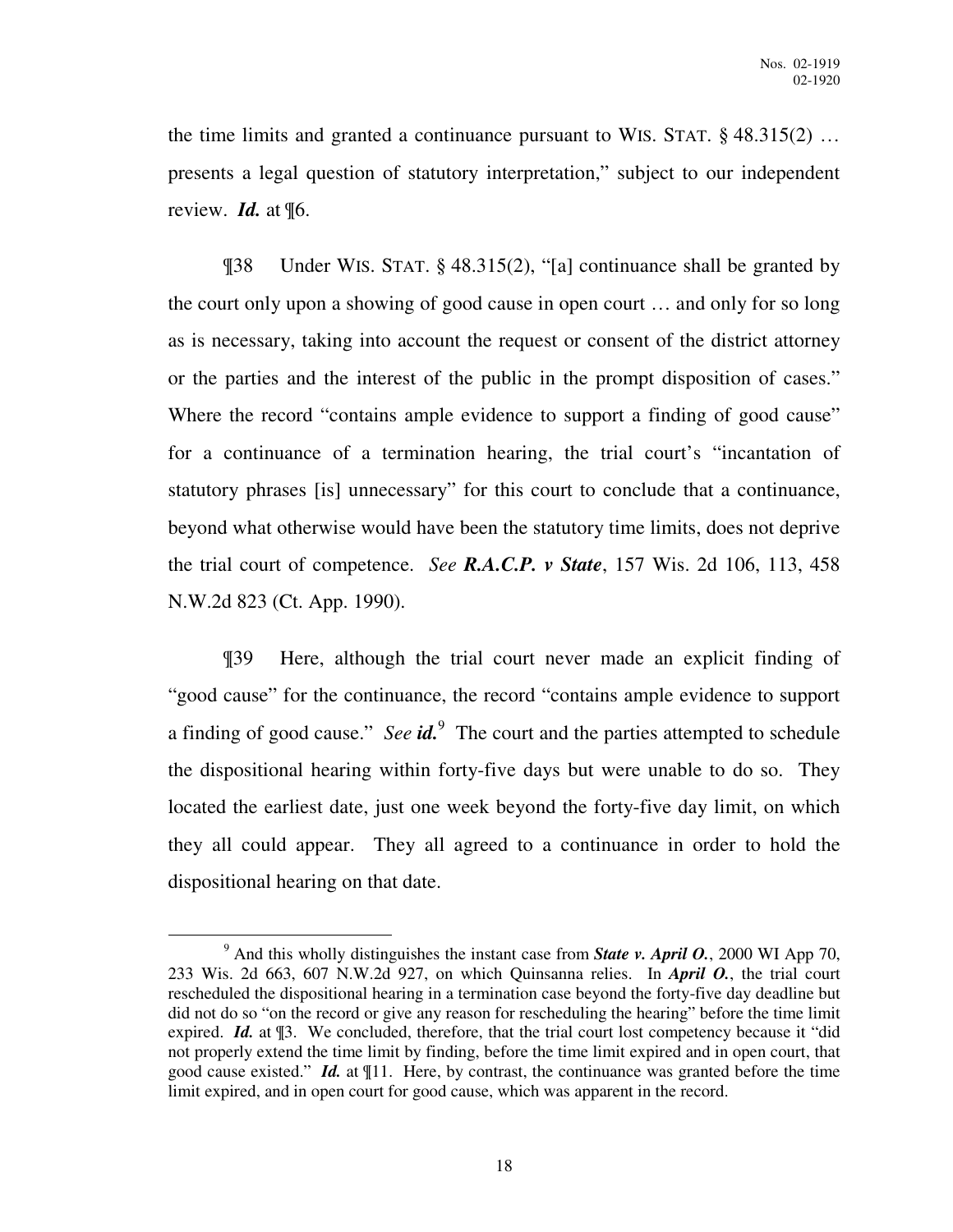the time limits and granted a continuance pursuant to WIS. STAT. § 48.315(2) … presents a legal question of statutory interpretation," subject to our independent review. ***Id.*** at ¶6.

¶38 Under WIS. STAT. § 48.315(2), "[a] continuance shall be granted by the court only upon a showing of good cause in open court … and only for so long as is necessary, taking into account the request or consent of the district attorney or the parties and the interest of the public in the prompt disposition of cases." Where the record "contains ample evidence to support a finding of good cause" for a continuance of a termination hearing, the trial court's "incantation of statutory phrases [is] unnecessary" for this court to conclude that a continuance, beyond what otherwise would have been the statutory time limits, does not deprive the trial court of competence. *See* ***R.A.C.P. v State***, 157 Wis. 2d 106, 113, 458 N.W.2d 823 (Ct. App. 1990).

¶39 Here, although the trial court never made an explicit finding of "good cause" for the continuance, the record "contains ample evidence to support a finding of good cause." *See* ***id.***[9] The court and the parties attempted to schedule the dispositional hearing within forty-five days but were unable to do so. They located the earliest date, just one week beyond the forty-five day limit, on which they all could appear. They all agreed to a continuance in order to hold the dispositional hearing on that date.

---

[9] And this wholly distinguishes the instant case from ***State v. April O.***, 2000 WI App 70, 233 Wis. 2d 663, 607 N.W.2d 927, on which Quinsanna relies. In ***April O.***, the trial court rescheduled the dispositional hearing in a termination case beyond the forty-five day deadline but did not do so "on the record or give any reason for rescheduling the hearing" before the time limit expired. ***Id.*** at ¶3. We concluded, therefore, that the trial court lost competency because it "did not properly extend the time limit by finding, before the time limit expired and in open court, that good cause existed." ***Id.*** at ¶11. Here, by contrast, the continuance was granted before the time limit expired, and in open court for good cause, which was apparent in the record.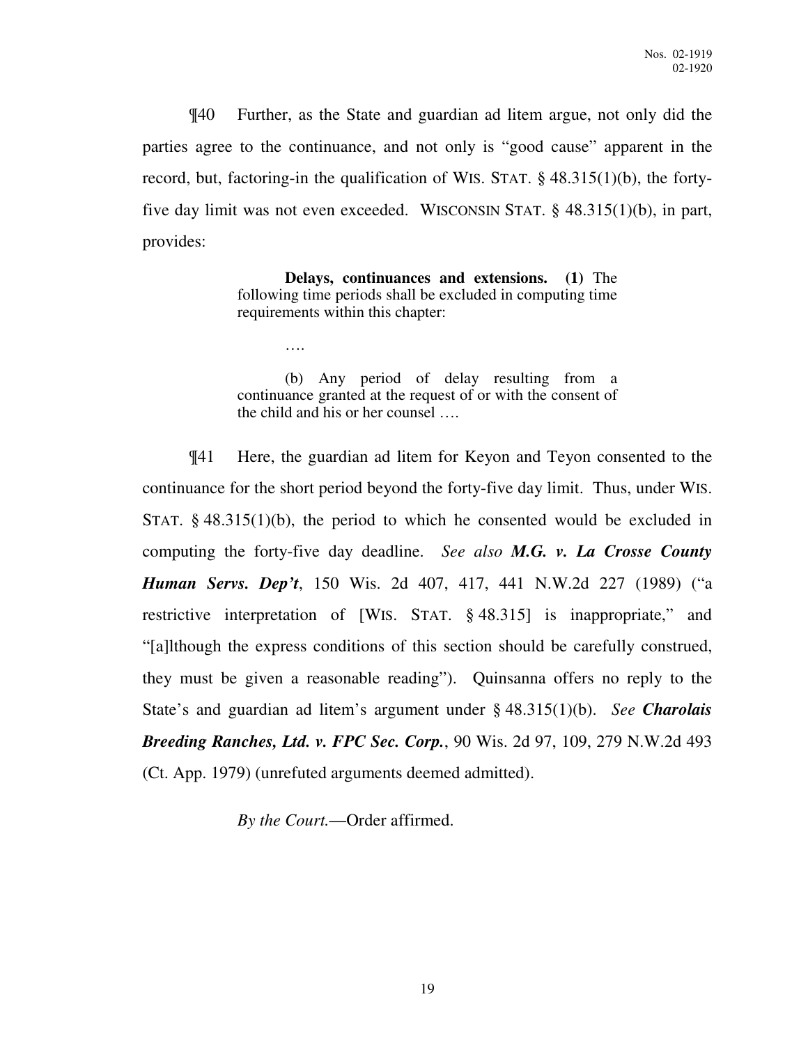¶40 Further, as the State and guardian ad litem argue, not only did the parties agree to the continuance, and not only is "good cause" apparent in the record, but, factoring-in the qualification of WIS. STAT. § 48.315(1)(b), the forty-five day limit was not even exceeded. WISCONSIN STAT. § 48.315(1)(b), in part, provides:

> **Delays, continuances and extensions. (1)** The following time periods shall be excluded in computing time requirements within this chapter:
>
> ….
>
> (b) Any period of delay resulting from a continuance granted at the request of or with the consent of the child and his or her counsel ….

¶41 Here, the guardian ad litem for Keyon and Teyon consented to the continuance for the short period beyond the forty-five day limit. Thus, under WIS. STAT. § 48.315(1)(b), the period to which he consented would be excluded in computing the forty-five day deadline. *See also* ***M.G. v. La Crosse County Human Servs. Dep't***, 150 Wis. 2d 407, 417, 441 N.W.2d 227 (1989) ("a restrictive interpretation of [WIS. STAT. § 48.315] is inappropriate," and "[a]lthough the express conditions of this section should be carefully construed, they must be given a reasonable reading"). Quinsanna offers no reply to the State's and guardian ad litem's argument under § 48.315(1)(b). *See* ***Charolais Breeding Ranches, Ltd. v. FPC Sec. Corp.***, 90 Wis. 2d 97, 109, 279 N.W.2d 493 (Ct. App. 1979) (unrefuted arguments deemed admitted).

*By the Court.*—Order affirmed.